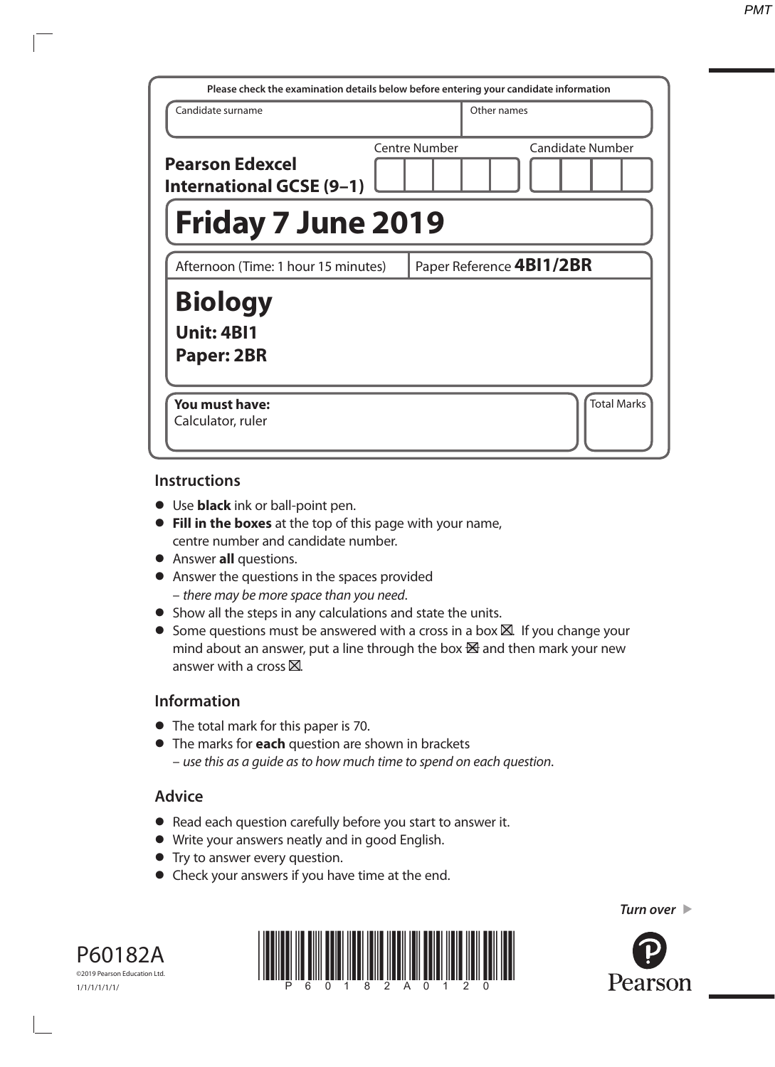Please check the examination details below before entering your candidate information

| Candidate surname | Other names |
|---|---|
| | |

**Pearson Edexcel International GCSE (9–1)**

Centre Number | Candidate Number

# Friday 7 June 2019

Afternoon (Time: 1 hour 15 minutes) | Paper Reference **4BI1/2BR**

# Biology

**Unit: 4BI1**

**Paper: 2BR**

**You must have:**
Calculator, ruler

Total Marks

## Instructions

- Use **black** ink or ball-point pen.
- **Fill in the boxes** at the top of this page with your name, centre number and candidate number.
- Answer **all** questions.
- Answer the questions in the spaces provided – *there may be more space than you need*.
- Show all the steps in any calculations and state the units.
- Some questions must be answered with a cross in a box ☒. If you change your mind about an answer, put a line through the box ☒ and then mark your new answer with a cross ☒.

## Information

- The total mark for this paper is 70.
- The marks for **each** question are shown in brackets – *use this as a guide as to how much time to spend on each question*.

## Advice

- Read each question carefully before you start to answer it.
- Write your answers neatly and in good English.
- Try to answer every question.
- Check your answers if you have time at the end.

*Turn over* ►

P60182A

©2019 Pearson Education Ltd.

1/1/1/1/1/1/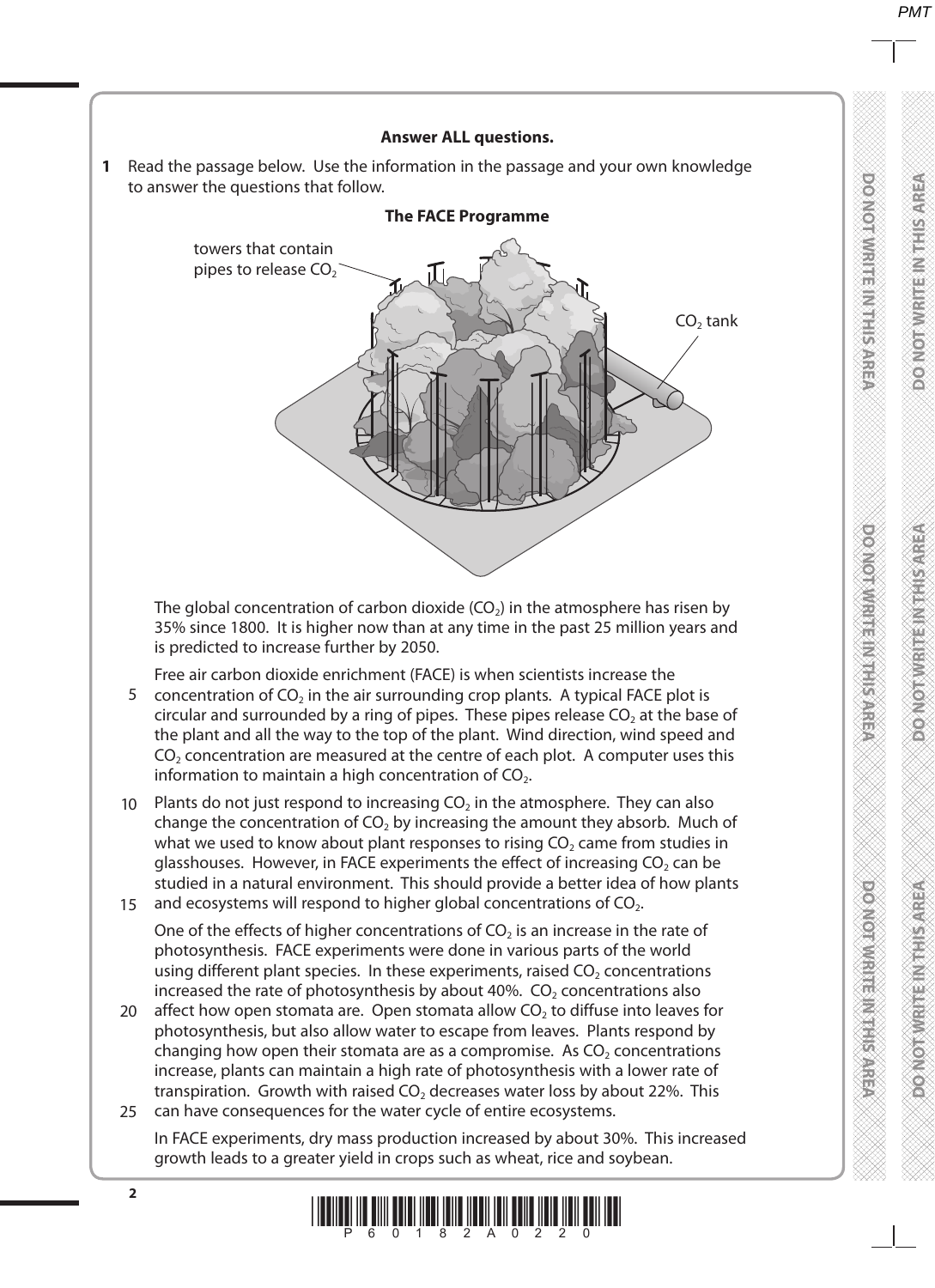**Answer ALL questions.**

**1** Read the passage below. Use the information in the passage and your own knowledge to answer the questions that follow.

**The FACE Programme**

towers that contain pipes to release $CO_2$

$CO_2$ tank

The global concentration of carbon dioxide ($CO_2$) in the atmosphere has risen by 35% since 1800. It is higher now than at any time in the past 25 million years and is predicted to increase further by 2050.

Free air carbon dioxide enrichment (FACE) is when scientists increase the concentration of $CO_2$ in the air surrounding crop plants. A typical FACE plot is circular and surrounded by a ring of pipes. These pipes release $CO_2$ at the base of the plant and all the way to the top of the plant. Wind direction, wind speed and $CO_2$ concentration are measured at the centre of each plot. A computer uses this information to maintain a high concentration of $CO_2$.

Plants do not just respond to increasing $CO_2$ in the atmosphere. They can also change the concentration of $CO_2$ by increasing the amount they absorb. Much of what we used to know about plant responses to rising $CO_2$ came from studies in glasshouses. However, in FACE experiments the effect of increasing $CO_2$ can be studied in a natural environment. This should provide a better idea of how plants and ecosystems will respond to higher global concentrations of $CO_2$.

One of the effects of higher concentrations of $CO_2$ is an increase in the rate of photosynthesis. FACE experiments were done in various parts of the world using different plant species. In these experiments, raised $CO_2$ concentrations increased the rate of photosynthesis by about 40%. $CO_2$ concentrations also affect how open stomata are. Open stomata allow $CO_2$ to diffuse into leaves for photosynthesis, but also allow water to escape from leaves. Plants respond by changing how open their stomata are as a compromise. As $CO_2$ concentrations increase, plants can maintain a high rate of photosynthesis with a lower rate of transpiration. Growth with raised $CO_2$ decreases water loss by about 22%. This can have consequences for the water cycle of entire ecosystems.

In FACE experiments, dry mass production increased by about 30%. This increased growth leads to a greater yield in crops such as wheat, rice and soybean.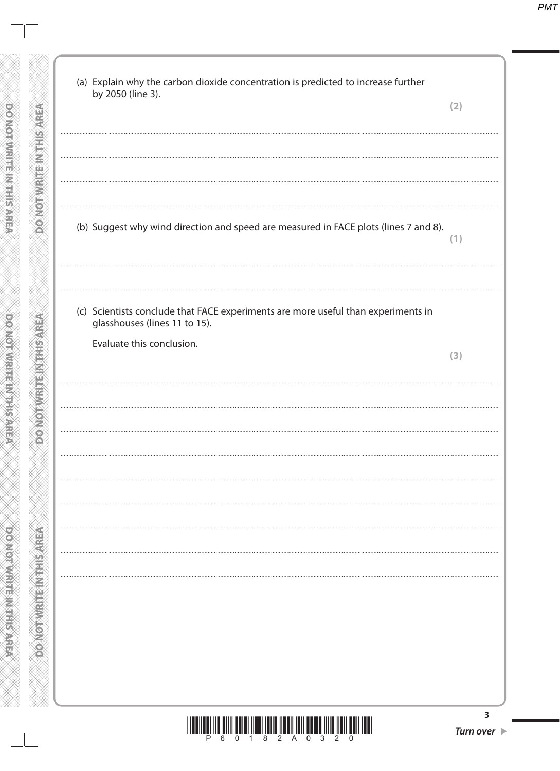(a) Explain why the carbon dioxide concentration is predicted to increase further by 2050 (line 3).

**(2)**

....................................................................................................................................................

....................................................................................................................................................

....................................................................................................................................................

(b) Suggest why wind direction and speed are measured in FACE plots (lines 7 and 8).

**(1)**

....................................................................................................................................................

(c) Scientists conclude that FACE experiments are more useful than experiments in glasshouses (lines 11 to 15).

Evaluate this conclusion.

**(3)**

....................................................................................................................................................

....................................................................................................................................................

....................................................................................................................................................

....................................................................................................................................................

....................................................................................................................................................

....................................................................................................................................................

....................................................................................................................................................

....................................................................................................................................................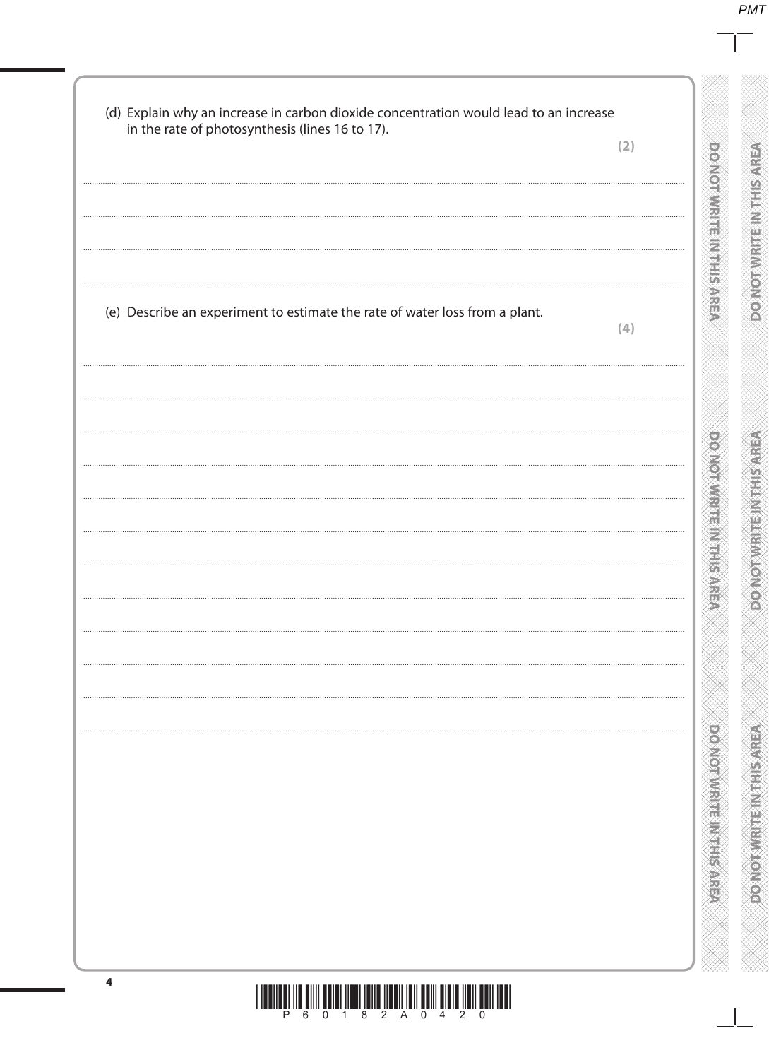(d) Explain why an increase in carbon dioxide concentration would lead to an increase in the rate of photosynthesis (lines 16 to 17).

**(2)**

.......................................................................................................................................................................................................

.......................................................................................................................................................................................................

.......................................................................................................................................................................................................

.......................................................................................................................................................................................................

(e) Describe an experiment to estimate the rate of water loss from a plant.

**(4)**

.......................................................................................................................................................................................................

.......................................................................................................................................................................................................

.......................................................................................................................................................................................................

.......................................................................................................................................................................................................

.......................................................................................................................................................................................................

.......................................................................................................................................................................................................

.......................................................................................................................................................................................................

.......................................................................................................................................................................................................

.......................................................................................................................................................................................................

.......................................................................................................................................................................................................

.......................................................................................................................................................................................................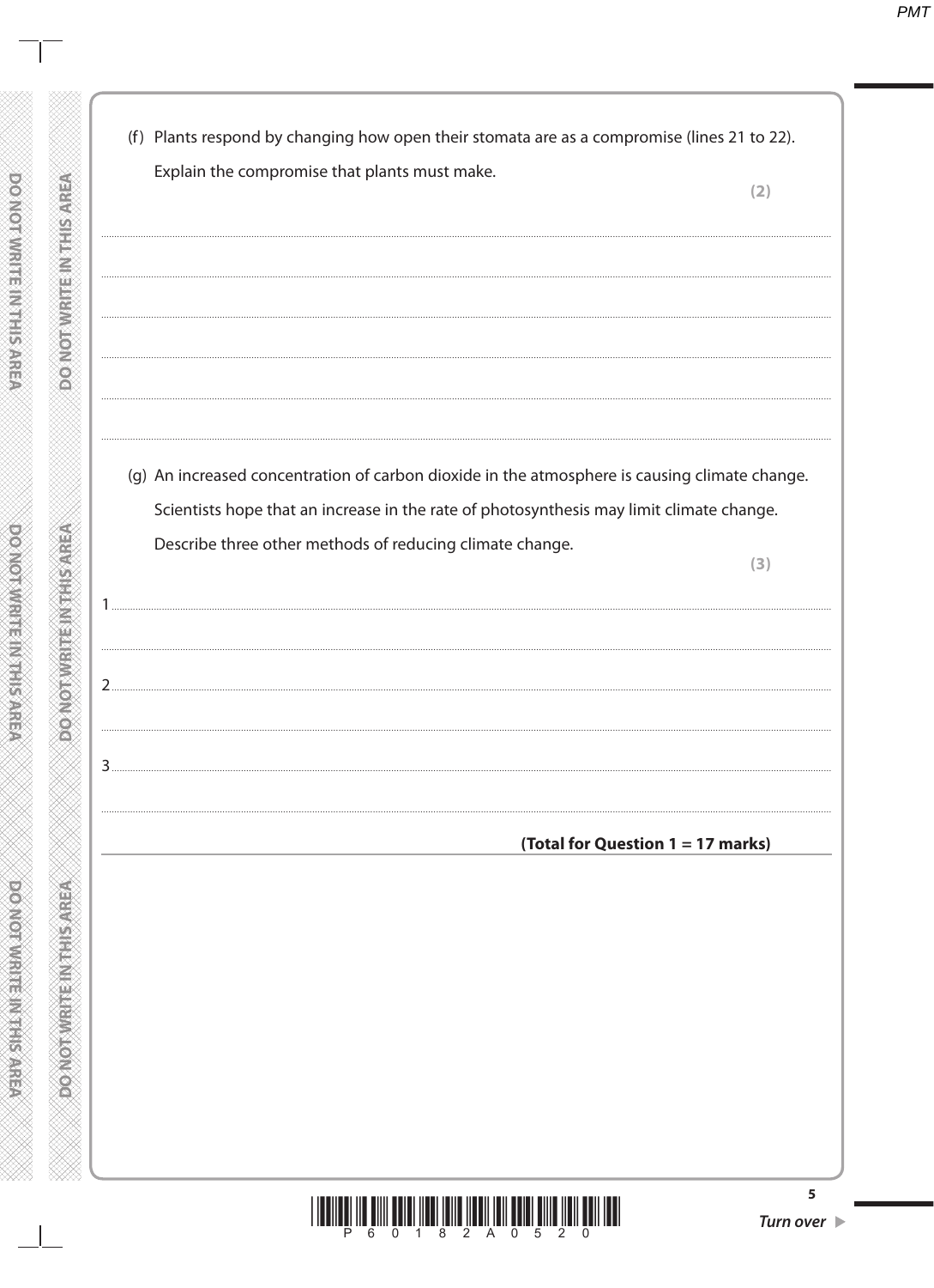(f) Plants respond by changing how open their stomata are as a compromise (lines 21 to 22).

Explain the compromise that plants must make.

**(2)**

..............................................................................................................................................

..............................................................................................................................................

..............................................................................................................................................

..............................................................................................................................................

..............................................................................................................................................

(g) An increased concentration of carbon dioxide in the atmosphere is causing climate change.

Scientists hope that an increase in the rate of photosynthesis may limit climate change.

Describe three other methods of reducing climate change.

**(3)**

1 ..............................................................................................................................................

..............................................................................................................................................

2 ..............................................................................................................................................

..............................................................................................................................................

3 ..............................................................................................................................................

..............................................................................................................................................

**(Total for Question 1 = 17 marks)**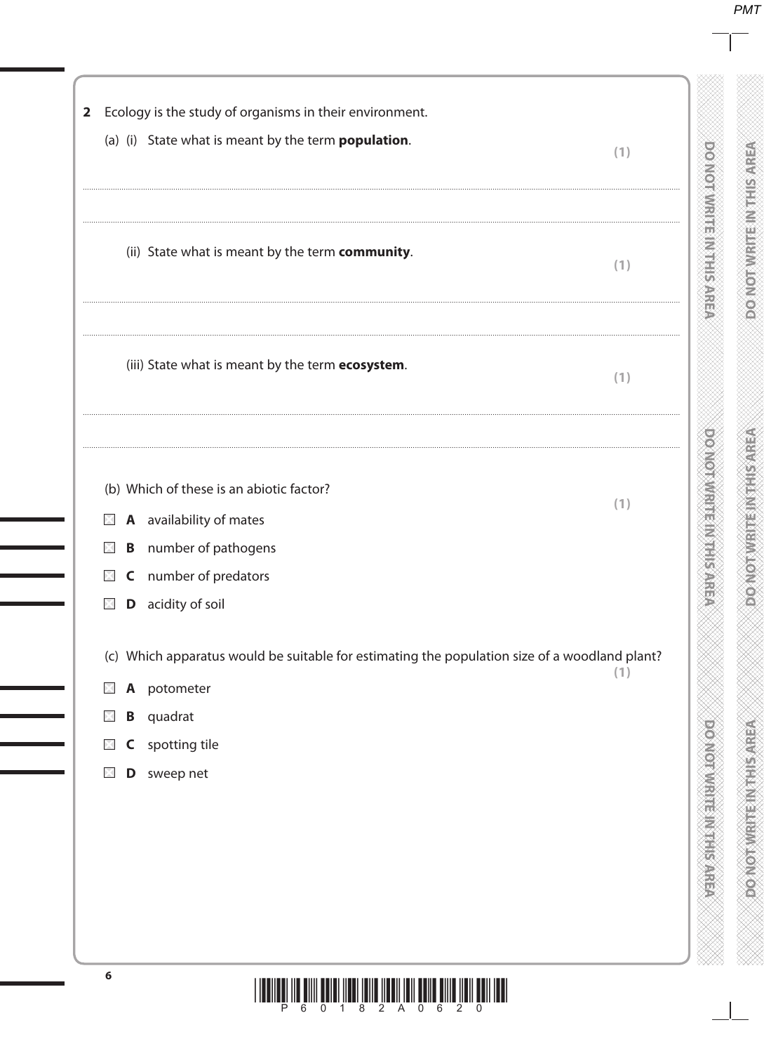**2** Ecology is the study of organisms in their environment.

(a) (i) State what is meant by the term **population**.

**(1)**

..................................................................................................................................................

..................................................................................................................................................

(ii) State what is meant by the term **community**.

**(1)**

..................................................................................................................................................

..................................................................................................................................................

(iii) State what is meant by the term **ecosystem**.

**(1)**

..................................................................................................................................................

..................................................................................................................................................

(b) Which of these is an abiotic factor?

**(1)**

- ☒ **A** availability of mates
- ☒ **B** number of pathogens
- ☒ **C** number of predators
- ☒ **D** acidity of soil

(c) Which apparatus would be suitable for estimating the population size of a woodland plant?

**(1)**

- ☒ **A** potometer
- ☒ **B** quadrat
- ☒ **C** spotting tile
- ☒ **D** sweep net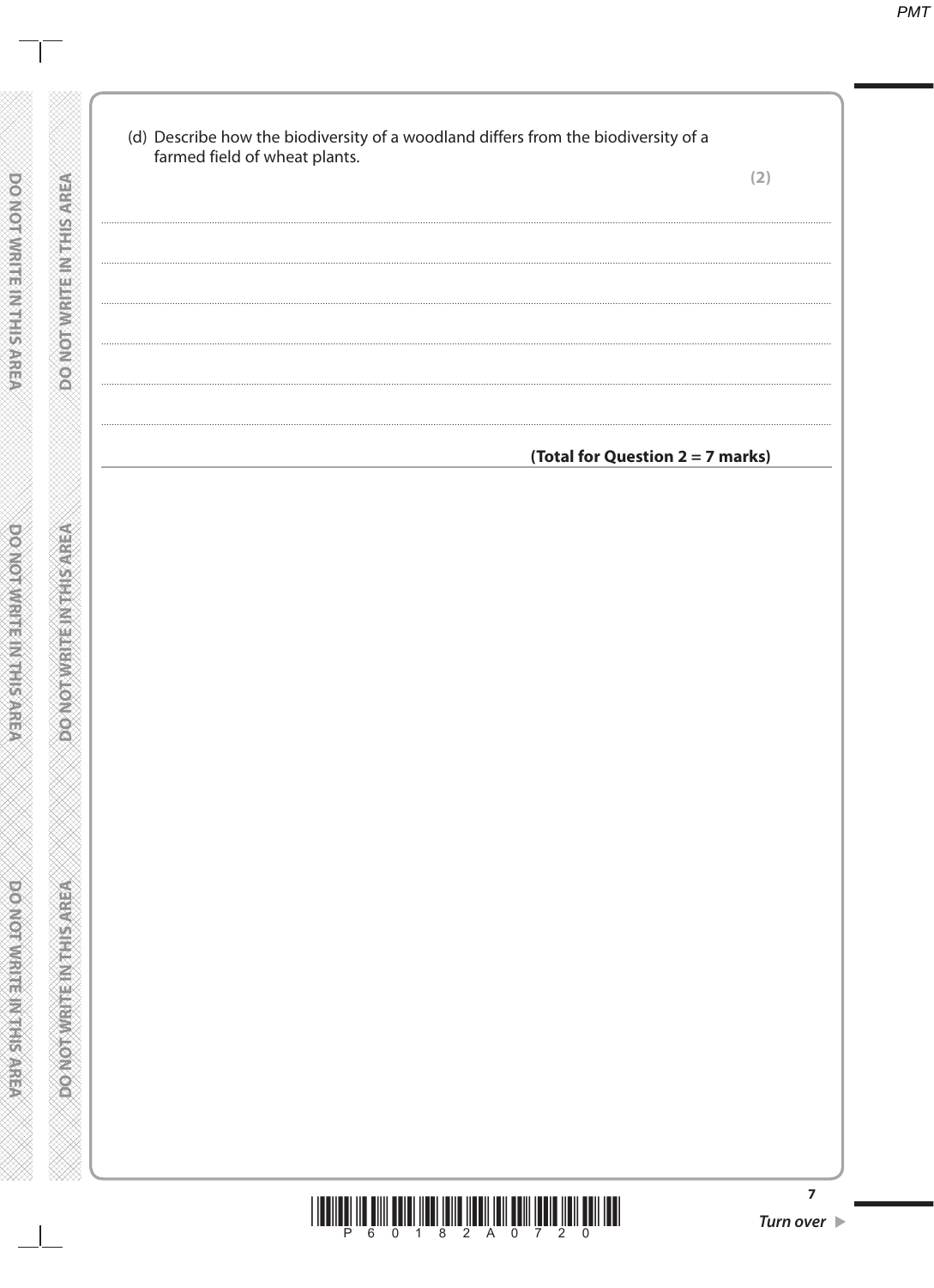(d) Describe how the biodiversity of a woodland differs from the biodiversity of a farmed field of wheat plants.

**(2)**

.......................................................................................................................................................................................

.......................................................................................................................................................................................

.......................................................................................................................................................................................

.......................................................................................................................................................................................

.......................................................................................................................................................................................

**(Total for Question 2 = 7 marks)**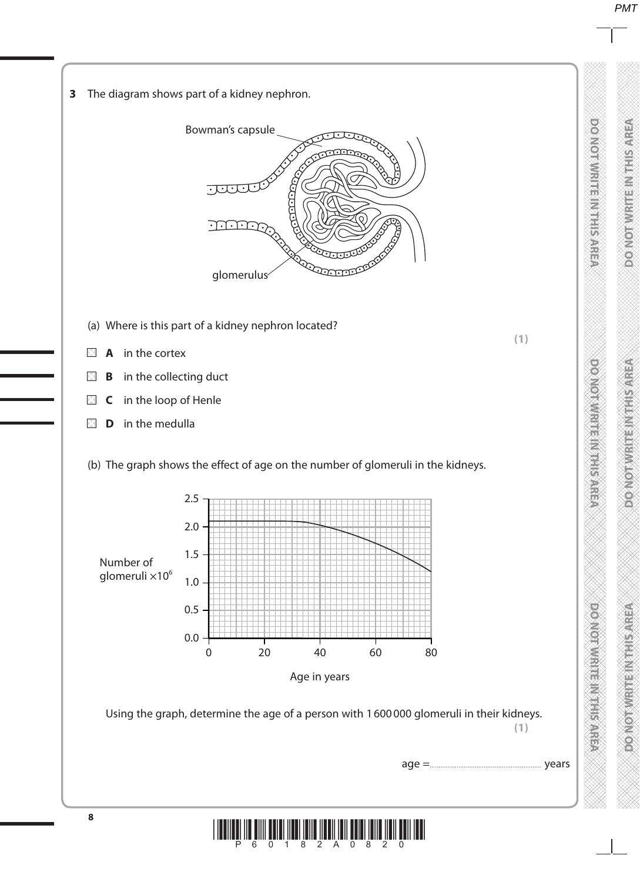**3** The diagram shows part of a kidney nephron.

Bowman's capsule

glomerulus

(a) Where is this part of a kidney nephron located?

**(1)**

- ☒ **A** in the cortex
- ☒ **B** in the collecting duct
- ☒ **C** in the loop of Henle
- ☒ **D** in the medulla

(b) The graph shows the effect of age on the number of glomeruli in the kidneys.

Number of glomeruli $\times 10^6$

Age in years

Using the graph, determine the age of a person with 1 600 000 glomeruli in their kidneys.

**(1)**

age = .............................................. years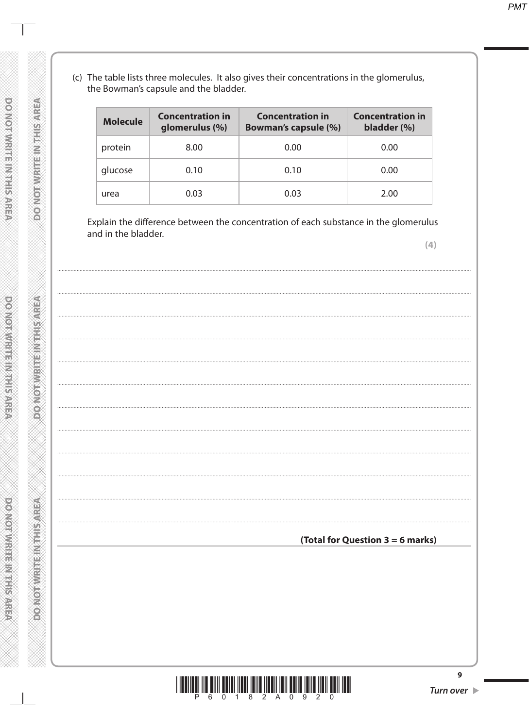(c) The table lists three molecules. It also gives their concentrations in the glomerulus, the Bowman's capsule and the bladder.

| Molecule | Concentration in glomerulus (%) | Concentration in Bowman's capsule (%) | Concentration in bladder (%) |
|---|---|---|---|
| protein | 8.00 | 0.00 | 0.00 |
| glucose | 0.10 | 0.10 | 0.00 |
| urea | 0.03 | 0.03 | 2.00 |

Explain the difference between the concentration of each substance in the glomerulus and in the bladder.

**(4)**

..........................................................................................................................................

..........................................................................................................................................

..........................................................................................................................................

..........................................................................................................................................

..........................................................................................................................................

..........................................................................................................................................

..........................................................................................................................................

..........................................................................................................................................

..........................................................................................................................................

..........................................................................................................................................

..........................................................................................................................................

**(Total for Question 3 = 6 marks)**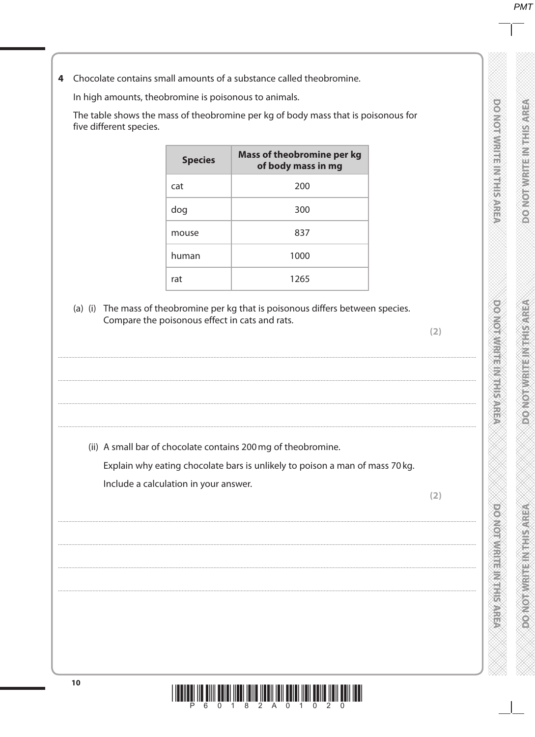**4** Chocolate contains small amounts of a substance called theobromine.

In high amounts, theobromine is poisonous to animals.

The table shows the mass of theobromine per kg of body mass that is poisonous for five different species.

| Species | Mass of theobromine per kg of body mass in mg |
|---|---|
| cat | 200 |
| dog | 300 |
| mouse | 837 |
| human | 1000 |
| rat | 1265 |

(a) (i) The mass of theobromine per kg that is poisonous differs between species. Compare the poisonous effect in cats and rats.

**(2)**

.......................................................................................................................................................................................................

.......................................................................................................................................................................................................

.......................................................................................................................................................................................................

.......................................................................................................................................................................................................

(ii) A small bar of chocolate contains 200 mg of theobromine.

Explain why eating chocolate bars is unlikely to poison a man of mass 70 kg.

Include a calculation in your answer.

**(2)**

.......................................................................................................................................................................................................

.......................................................................................................................................................................................................

.......................................................................................................................................................................................................

.......................................................................................................................................................................................................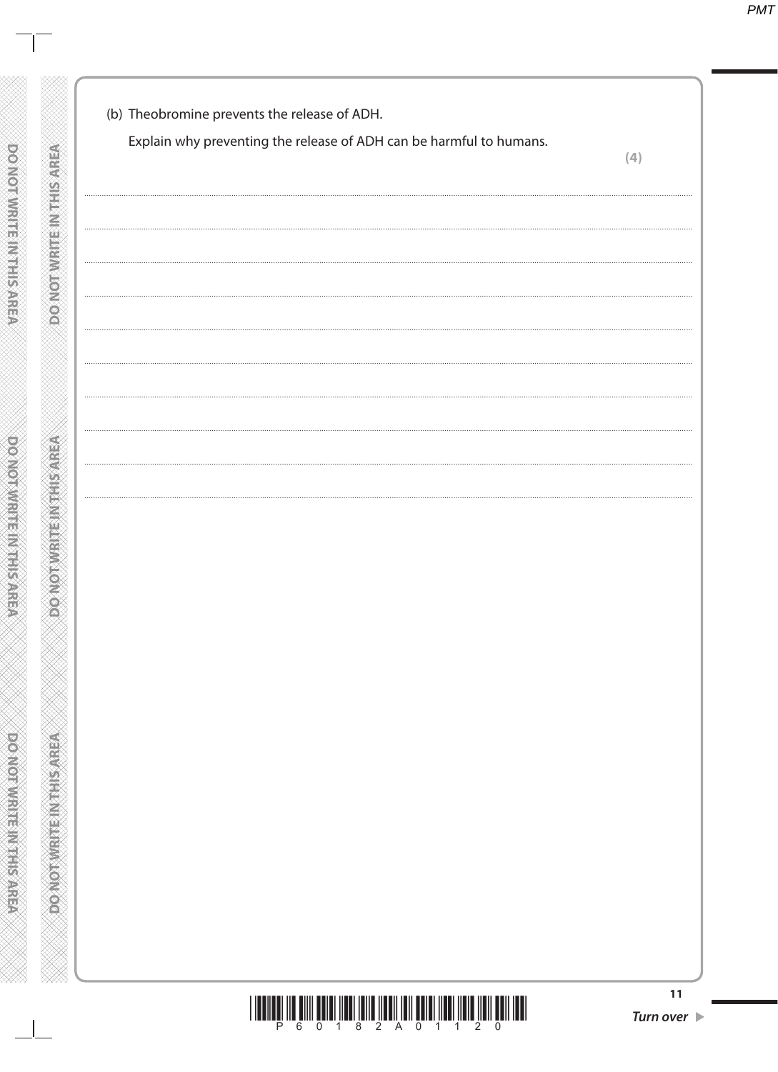(b) Theobromine prevents the release of ADH.

Explain why preventing the release of ADH can be harmful to humans.

**(4)**

.......................................................................................................................................................................................

.......................................................................................................................................................................................

.......................................................................................................................................................................................

.......................................................................................................................................................................................

.......................................................................................................................................................................................

.......................................................................................................................................................................................

.......................................................................................................................................................................................

.......................................................................................................................................................................................

.......................................................................................................................................................................................

***Turn over***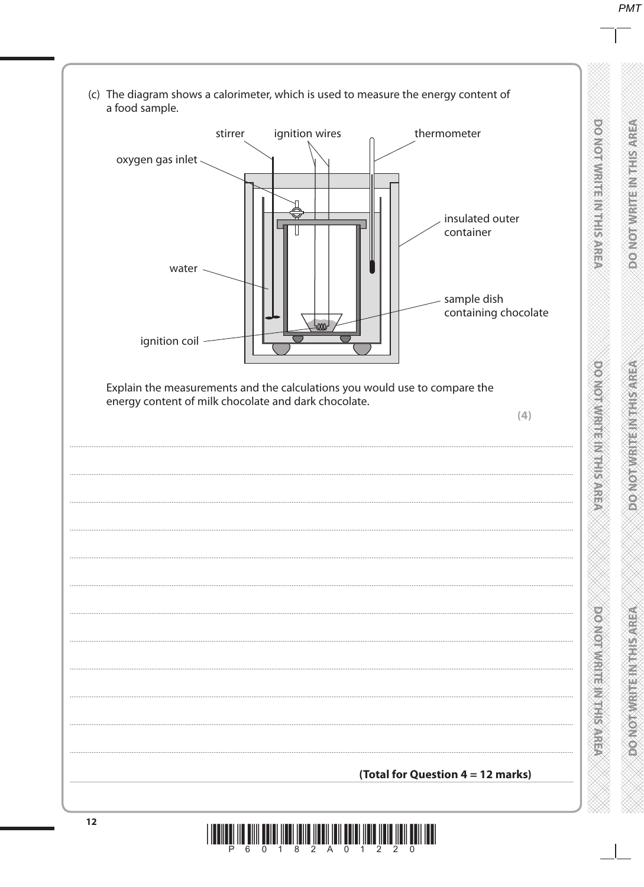(c) The diagram shows a calorimeter, which is used to measure the energy content of a food sample.

stirrer, ignition wires, thermometer, oxygen gas inlet, insulated outer container, water, sample dish containing chocolate, ignition coil

Explain the measurements and the calculations you would use to compare the energy content of milk chocolate and dark chocolate.

**(4)**

.......................................................................................................................................................................................

.......................................................................................................................................................................................

.......................................................................................................................................................................................

.......................................................................................................................................................................................

.......................................................................................................................................................................................

.......................................................................................................................................................................................

.......................................................................................................................................................................................

.......................................................................................................................................................................................

.......................................................................................................................................................................................

.......................................................................................................................................................................................

.......................................................................................................................................................................................

**(Total for Question 4 = 12 marks)**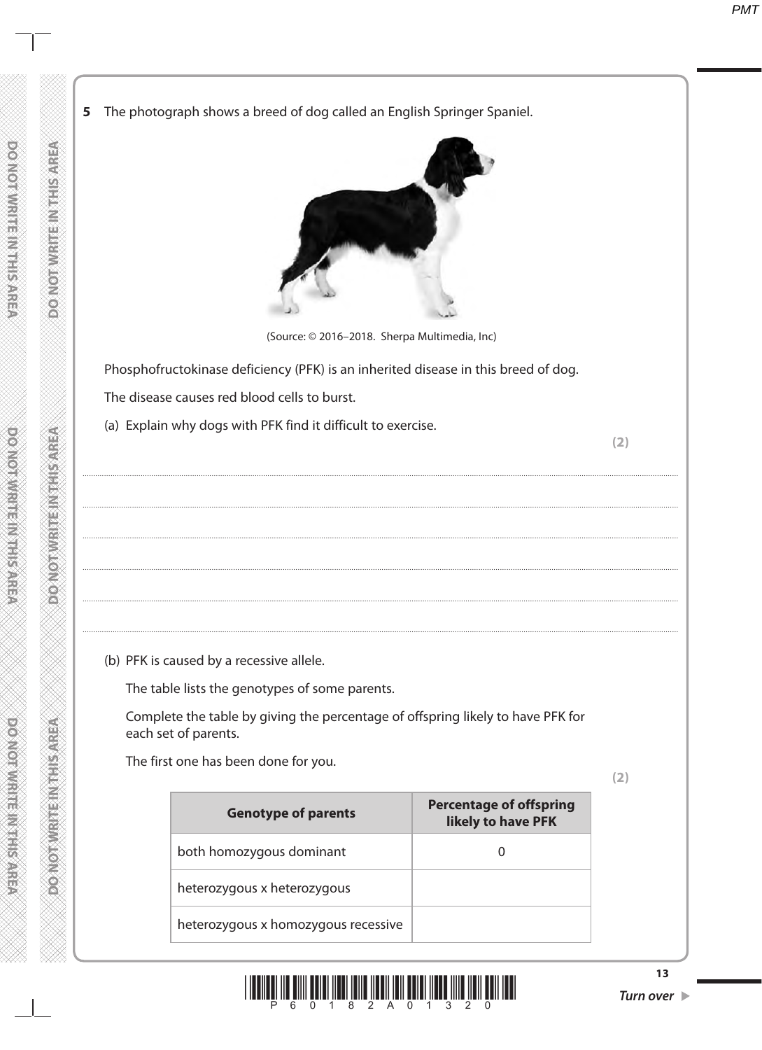**5** The photograph shows a breed of dog called an English Springer Spaniel.

(Source: © 2016–2018. Sherpa Multimedia, Inc)

Phosphofructokinase deficiency (PFK) is an inherited disease in this breed of dog.

The disease causes red blood cells to burst.

(a) Explain why dogs with PFK find it difficult to exercise.

**(2)**

.......................................................................................................................................................................................................

.......................................................................................................................................................................................................

.......................................................................................................................................................................................................

.......................................................................................................................................................................................................

.......................................................................................................................................................................................................

(b) PFK is caused by a recessive allele.

The table lists the genotypes of some parents.

Complete the table by giving the percentage of offspring likely to have PFK for each set of parents.

The first one has been done for you.

**(2)**

| Genotype of parents | Percentage of offspring likely to have PFK |
|---|---|
| both homozygous dominant | 0 |
| heterozygous x heterozygous | |
| heterozygous x homozygous recessive | |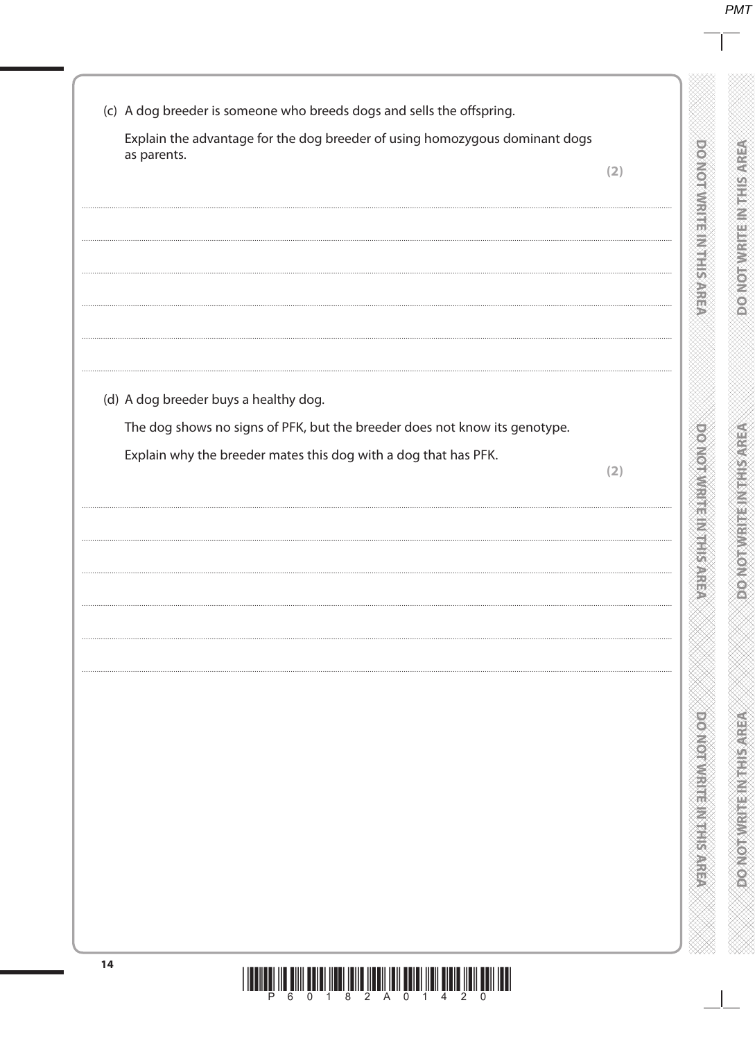(c) A dog breeder is someone who breeds dogs and sells the offspring.

Explain the advantage for the dog breeder of using homozygous dominant dogs as parents.

**(2)**

..............................................................................................................................................

..............................................................................................................................................

..............................................................................................................................................

..............................................................................................................................................

..............................................................................................................................................

(d) A dog breeder buys a healthy dog.

The dog shows no signs of PFK, but the breeder does not know its genotype.

Explain why the breeder mates this dog with a dog that has PFK.

**(2)**

..............................................................................................................................................

..............................................................................................................................................

..............................................................................................................................................

..............................................................................................................................................

..............................................................................................................................................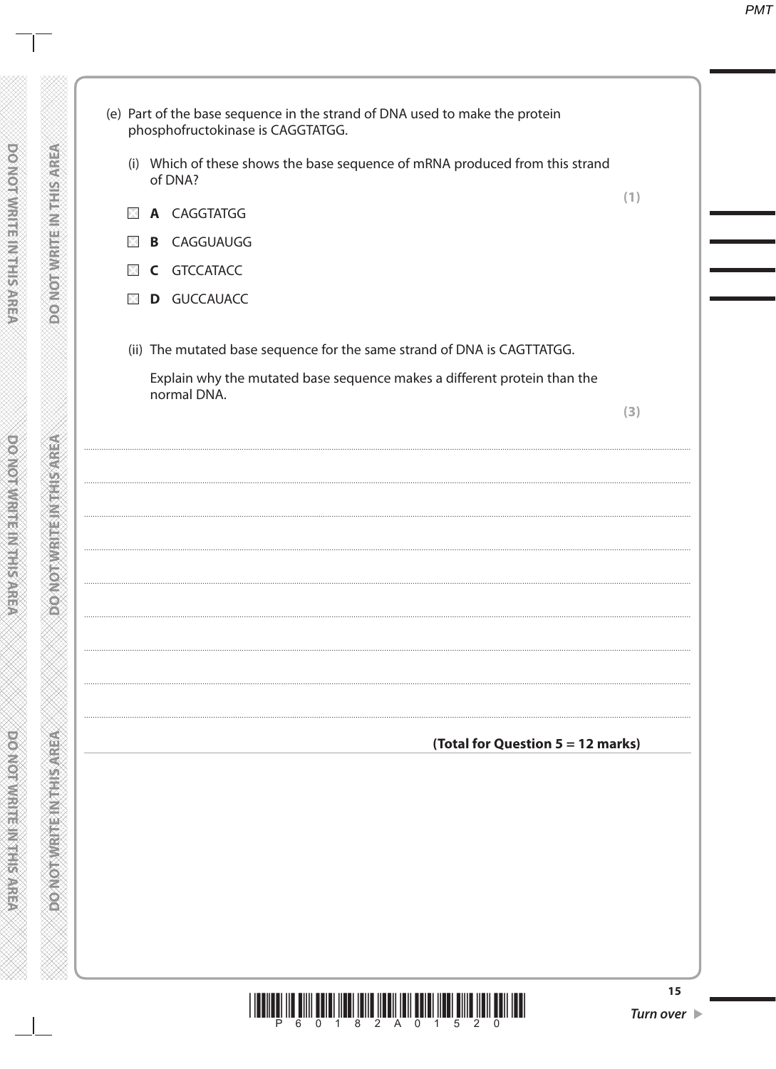(e) Part of the base sequence in the strand of DNA used to make the protein phosphofructokinase is CAGGTATGG.

(i) Which of these shows the base sequence of mRNA produced from this strand of DNA?

**(1)**

- **A** CAGGTATGG
- **B** CAGGUAUGG
- **C** GTCCATACC
- **D** GUCCAUACC

(ii) The mutated base sequence for the same strand of DNA is CAGTTATGG.

Explain why the mutated base sequence makes a different protein than the normal DNA.

**(3)**

........................................................................................................................................................................................................

........................................................................................................................................................................................................

........................................................................................................................................................................................................

........................................................................................................................................................................................................

........................................................................................................................................................................................................

........................................................................................................................................................................................................

........................................................................................................................................................................................................

........................................................................................................................................................................................................

**(Total for Question 5 = 12 marks)**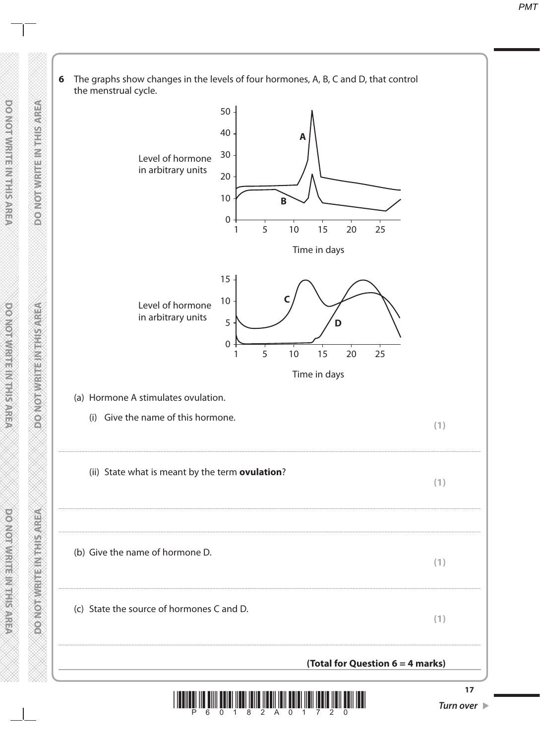**6** The graphs show changes in the levels of four hormones, A, B, C and D, that control the menstrual cycle.

(a) Hormone A stimulates ovulation.

(i) Give the name of this hormone. **(1)**

..............................................................................................................................................

(ii) State what is meant by the term **ovulation**? **(1)**

..............................................................................................................................................

..............................................................................................................................................

(b) Give the name of hormone D. **(1)**

..............................................................................................................................................

(c) State the source of hormones C and D. **(1)**

..............................................................................................................................................

**(Total for Question 6 = 4 marks)**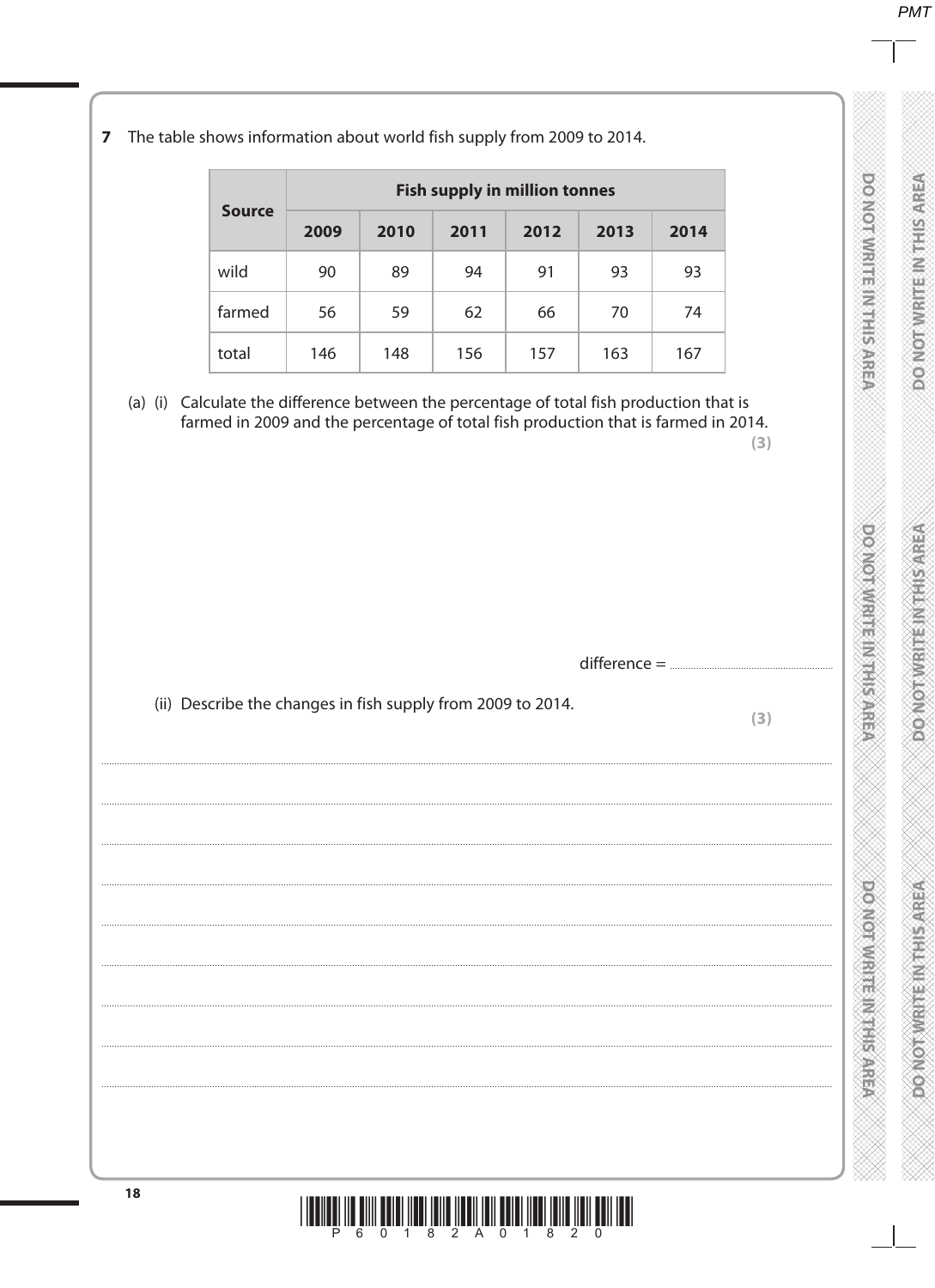**7** The table shows information about world fish supply from 2009 to 2014.

| Source | Fish supply in million tonnes | | | | | |
|---|---|---|---|---|---|---|
| | **2009** | **2010** | **2011** | **2012** | **2013** | **2014** |
| wild | 90 | 89 | 94 | 91 | 93 | 93 |
| farmed | 56 | 59 | 62 | 66 | 70 | 74 |
| total | 146 | 148 | 156 | 157 | 163 | 167 |

(a) (i) Calculate the difference between the percentage of total fish production that is farmed in 2009 and the percentage of total fish production that is farmed in 2014.

**(3)**

difference = ..............................

(ii) Describe the changes in fish supply from 2009 to 2014.

**(3)**

..............................................................................................................................................

..............................................................................................................................................

..............................................................................................................................................

..............................................................................................................................................

..............................................................................................................................................

..............................................................................................................................................

..............................................................................................................................................

..............................................................................................................................................

..............................................................................................................................................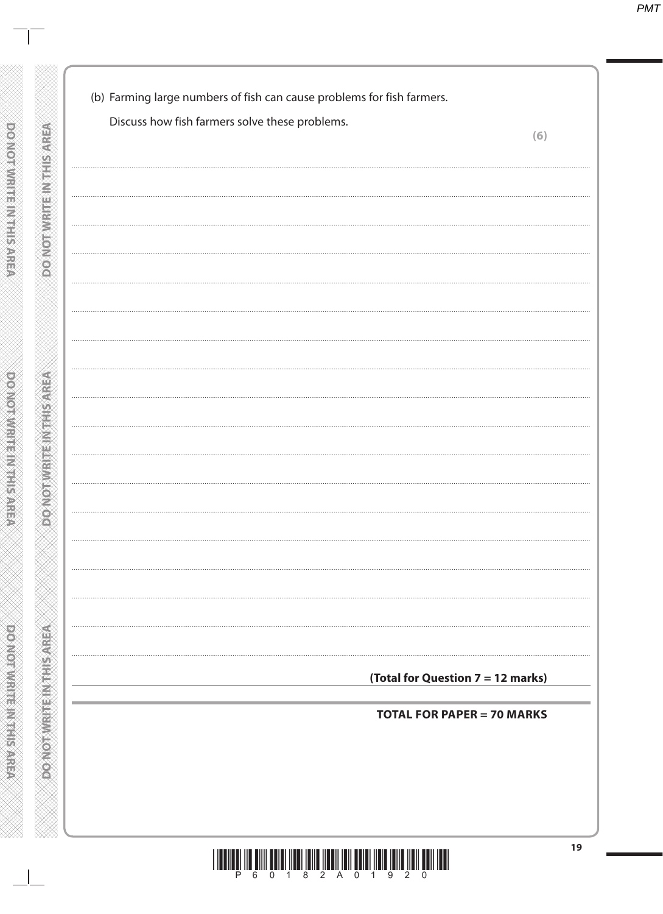(b) Farming large numbers of fish can cause problems for fish farmers.

Discuss how fish farmers solve these problems.

**(6)**

**(Total for Question 7 = 12 marks)**

**TOTAL FOR PAPER = 70 MARKS**